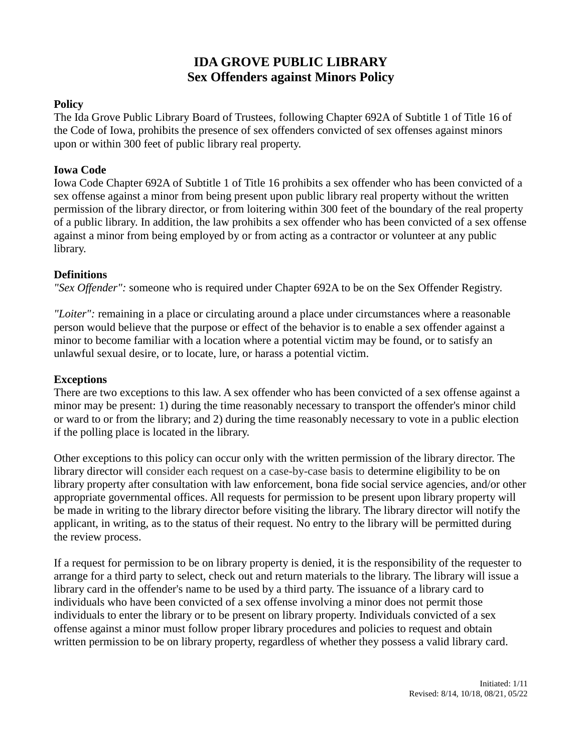# IDA GROVE PUBLIC LIBRARY
## Sex Offenders against Minors Policy

**Policy**

The Ida Grove Public Library Board of Trustees, following Chapter 692A of Subtitle 1 of Title 16 of the Code of Iowa, prohibits the presence of sex offenders convicted of sex offenses against minors upon or within 300 feet of public library real property.

**Iowa Code**

Iowa Code Chapter 692A of Subtitle 1 of Title 16 prohibits a sex offender who has been convicted of a sex offense against a minor from being present upon public library real property without the written permission of the library director, or from loitering within 300 feet of the boundary of the real property of a public library. In addition, the law prohibits a sex offender who has been convicted of a sex offense against a minor from being employed by or from acting as a contractor or volunteer at any public library.

**Definitions**

*"Sex Offender":* someone who is required under Chapter 692A to be on the Sex Offender Registry.

*"Loiter":* remaining in a place or circulating around a place under circumstances where a reasonable person would believe that the purpose or effect of the behavior is to enable a sex offender against a minor to become familiar with a location where a potential victim may be found, or to satisfy an unlawful sexual desire, or to locate, lure, or harass a potential victim.

**Exceptions**

There are two exceptions to this law. A sex offender who has been convicted of a sex offense against a minor may be present: 1) during the time reasonably necessary to transport the offender's minor child or ward to or from the library; and 2) during the time reasonably necessary to vote in a public election if the polling place is located in the library.

Other exceptions to this policy can occur only with the written permission of the library director. The library director will consider each request on a case-by-case basis to determine eligibility to be on library property after consultation with law enforcement, bona fide social service agencies, and/or other appropriate governmental offices. All requests for permission to be present upon library property will be made in writing to the library director before visiting the library. The library director will notify the applicant, in writing, as to the status of their request. No entry to the library will be permitted during the review process.

If a request for permission to be on library property is denied, it is the responsibility of the requester to arrange for a third party to select, check out and return materials to the library. The library will issue a library card in the offender's name to be used by a third party. The issuance of a library card to individuals who have been convicted of a sex offense involving a minor does not permit those individuals to enter the library or to be present on library property. Individuals convicted of a sex offense against a minor must follow proper library procedures and policies to request and obtain written permission to be on library property, regardless of whether they possess a valid library card.

Initiated: 1/11
Revised: 8/14, 10/18, 08/21, 05/22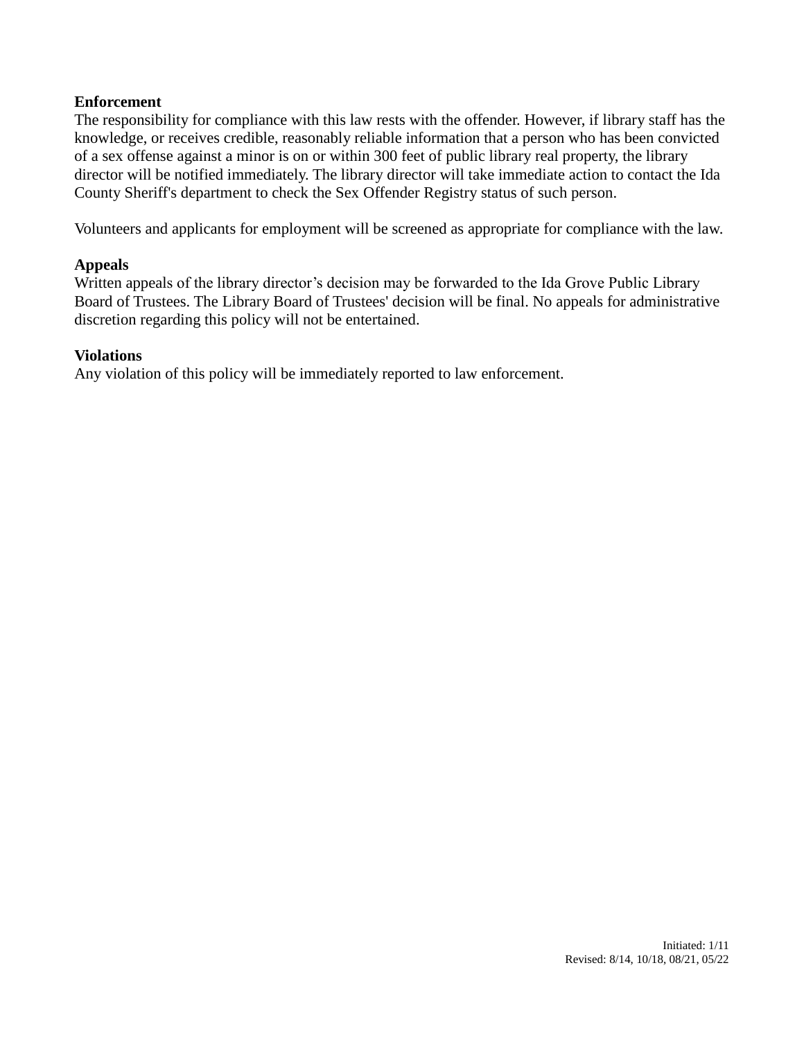**Enforcement**
The responsibility for compliance with this law rests with the offender. However, if library staff has the knowledge, or receives credible, reasonably reliable information that a person who has been convicted of a sex offense against a minor is on or within 300 feet of public library real property, the library director will be notified immediately. The library director will take immediate action to contact the Ida County Sheriff's department to check the Sex Offender Registry status of such person.

Volunteers and applicants for employment will be screened as appropriate for compliance with the law.

**Appeals**
Written appeals of the library director's decision may be forwarded to the Ida Grove Public Library Board of Trustees. The Library Board of Trustees' decision will be final. No appeals for administrative discretion regarding this policy will not be entertained.

**Violations**
Any violation of this policy will be immediately reported to law enforcement.

Initiated: 1/11
Revised: 8/14, 10/18, 08/21, 05/22